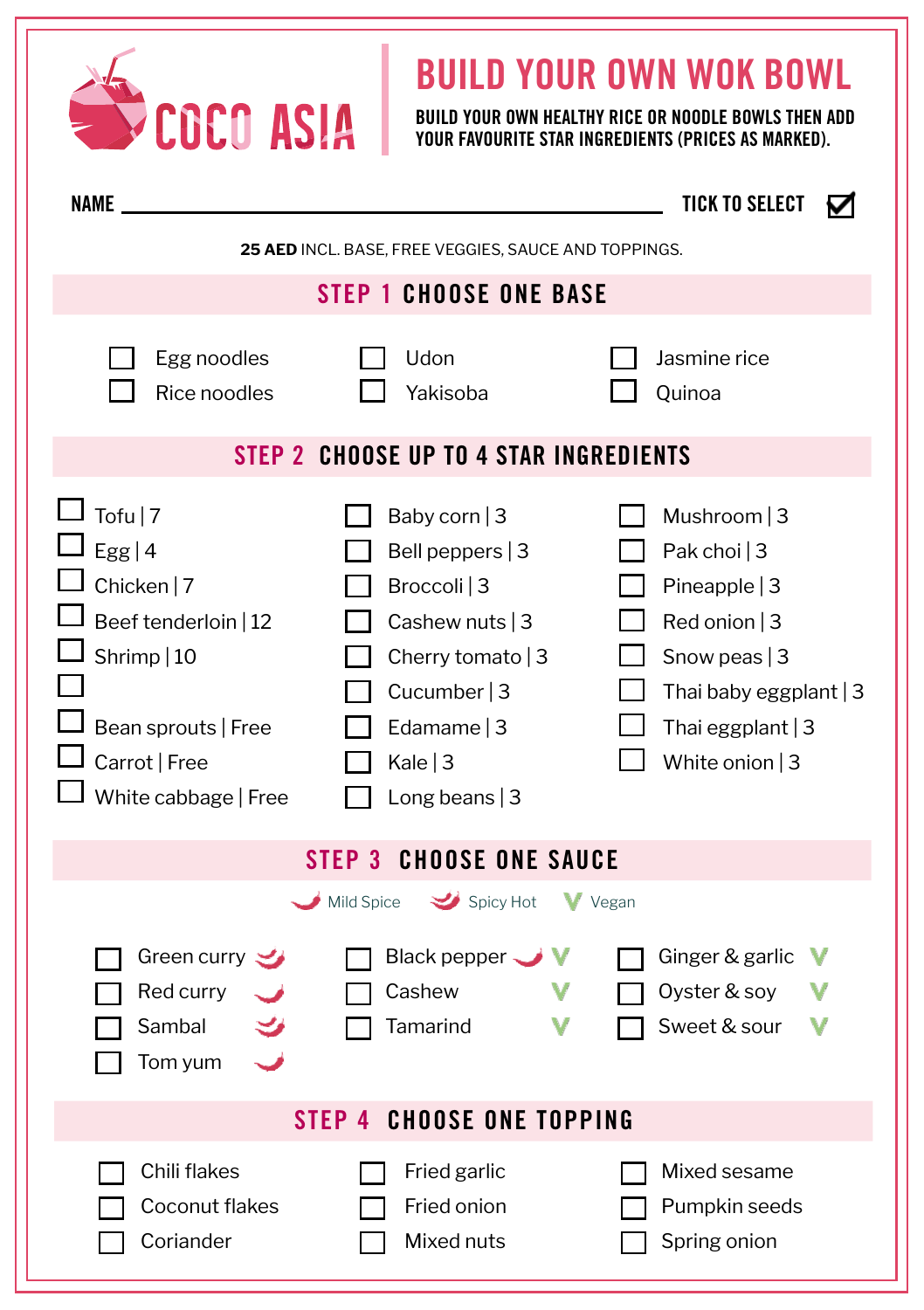# COCO ASIA

## BUILD YOUR OWN WOK BOWL

BUILD YOUR OWN HEALTHY RICE OR NOODLE BOWLS THEN ADD YOUR FAVOURITE STAR INGREDIENTS (PRICES AS MARKED).

NAME ______________________________ TICK TO SELECT ☑

**25 AED** INCL. BASE, FREE VEGGIES, SAUCE AND TOPPINGS.

## STEP 1 CHOOSE ONE BASE

- ☐ Egg noodles
- ☐ Rice noodles
- ☐ Udon
- ☐ Yakisoba
- ☐ Jasmine rice
- ☐ Quinoa

## STEP 2 CHOOSE UP TO 4 STAR INGREDIENTS

- ☐ Tofu | 7
- ☐ Egg | 4
- ☐ Chicken | 7
- ☐ Beef tenderloin | 12
- ☐ Shrimp | 10
- ☐
- ☐ Bean sprouts | Free
- ☐ Carrot | Free
- ☐ White cabbage | Free
- ☐ Baby corn | 3
- ☐ Bell peppers | 3
- ☐ Broccoli | 3
- ☐ Cashew nuts | 3
- ☐ Cherry tomato | 3
- ☐ Cucumber | 3
- ☐ Edamame | 3
- ☐ Kale | 3
- ☐ Long beans | 3
- ☐ Mushroom | 3
- ☐ Pak choi | 3
- ☐ Pineapple | 3
- ☐ Red onion | 3
- ☐ Snow peas | 3
- ☐ Thai baby eggplant | 3
- ☐ Thai eggplant | 3
- ☐ White onion | 3

## STEP 3 CHOOSE ONE SAUCE

Mild Spice | Spicy Hot | V Vegan

- ☐ Green curry (Spicy Hot)
- ☐ Red curry (Mild Spice)
- ☐ Sambal (Spicy Hot)
- ☐ Tom yum (Mild Spice)
- ☐ Black pepper (Mild Spice) V
- ☐ Cashew V
- ☐ Tamarind V
- ☐ Ginger & garlic V
- ☐ Oyster & soy V
- ☐ Sweet & sour V

## STEP 4 CHOOSE ONE TOPPING

- ☐ Chili flakes
- ☐ Coconut flakes
- ☐ Coriander
- ☐ Fried garlic
- ☐ Fried onion
- ☐ Mixed nuts
- ☐ Mixed sesame
- ☐ Pumpkin seeds
- ☐ Spring onion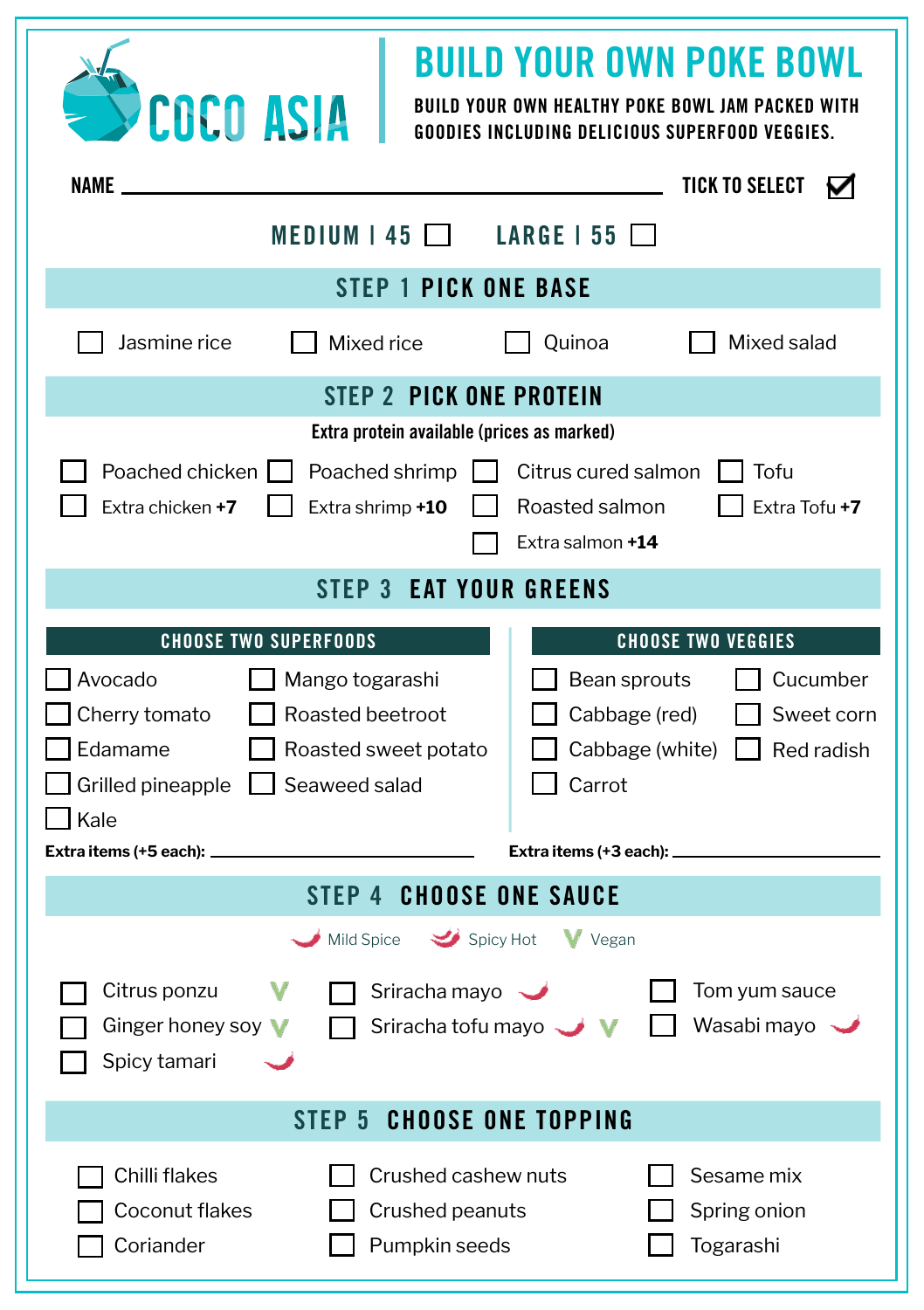# COCO ASIA

# BUILD YOUR OWN POKE BOWL

BUILD YOUR OWN HEALTHY POKE BOWL JAM PACKED WITH GOODIES INCLUDING DELICIOUS SUPERFOOD VEGGIES.

NAME ______________________________ TICK TO SELECT ☑

MEDIUM | 45 ☐ LARGE | 55 ☐

## STEP 1 PICK ONE BASE

- ☐ Jasmine rice
- ☐ Mixed rice
- ☐ Quinoa
- ☐ Mixed salad

## STEP 2 PICK ONE PROTEIN

Extra protein available (prices as marked)

- ☐ Poached chicken
- ☐ Extra chicken **+7**
- ☐ Poached shrimp
- ☐ Extra shrimp **+10**
- ☐ Citrus cured salmon
- ☐ Roasted salmon
- ☐ Extra salmon **+14**
- ☐ Tofu
- ☐ Extra Tofu **+7**

## STEP 3 EAT YOUR GREENS

### CHOOSE TWO SUPERFOODS

- ☐ Avocado
- ☐ Cherry tomato
- ☐ Edamame
- ☐ Grilled pineapple
- ☐ Kale
- ☐ Mango togarashi
- ☐ Roasted beetroot
- ☐ Roasted sweet potato
- ☐ Seaweed salad

**Extra items (+5 each):** ______________________

### CHOOSE TWO VEGGIES

- ☐ Bean sprouts
- ☐ Cabbage (red)
- ☐ Cabbage (white)
- ☐ Carrot
- ☐ Cucumber
- ☐ Sweet corn
- ☐ Red radish

**Extra items (+3 each):** ______________________

## STEP 4 CHOOSE ONE SAUCE

Mild Spice | Spicy Hot | V Vegan

- ☐ Citrus ponzu (V)
- ☐ Ginger honey soy (V)
- ☐ Spicy tamari (Mild Spice)
- ☐ Sriracha mayo (Mild Spice)
- ☐ Sriracha tofu mayo (Mild Spice) (V)
- ☐ Tom yum sauce
- ☐ Wasabi mayo (Mild Spice)

## STEP 5 CHOOSE ONE TOPPING

- ☐ Chilli flakes
- ☐ Coconut flakes
- ☐ Coriander
- ☐ Crushed cashew nuts
- ☐ Crushed peanuts
- ☐ Pumpkin seeds
- ☐ Sesame mix
- ☐ Spring onion
- ☐ Togarashi